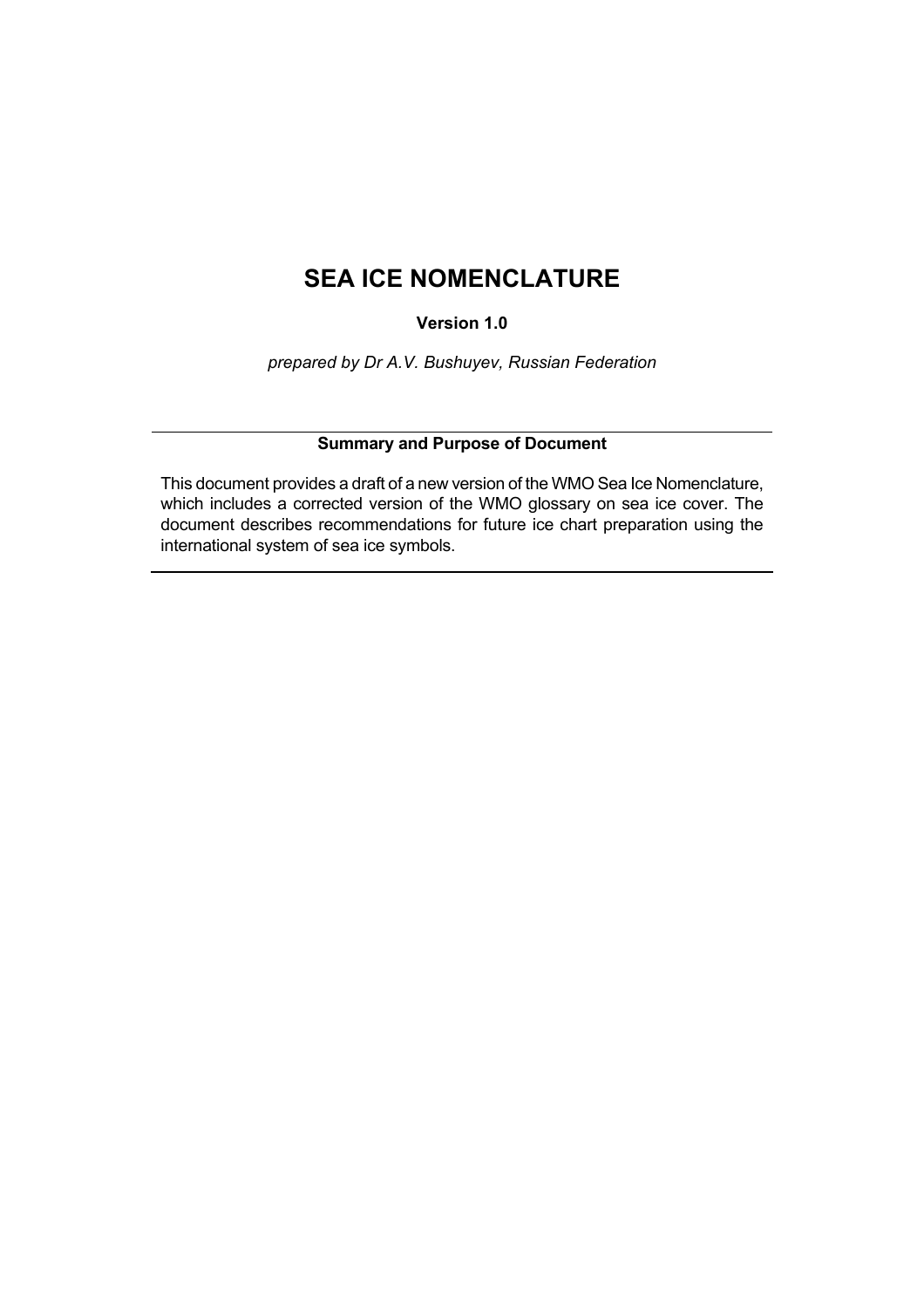# SEA ICE NOMENCLATURE

**Version 1.0**

*prepared by Dr A.V. Bushuyev, Russian Federation*

---

**Summary and Purpose of Document**

This document provides a draft of a new version of the WMO Sea Ice Nomenclature, which includes a corrected version of the WMO glossary on sea ice cover. The document describes recommendations for future ice chart preparation using the international system of sea ice symbols.

---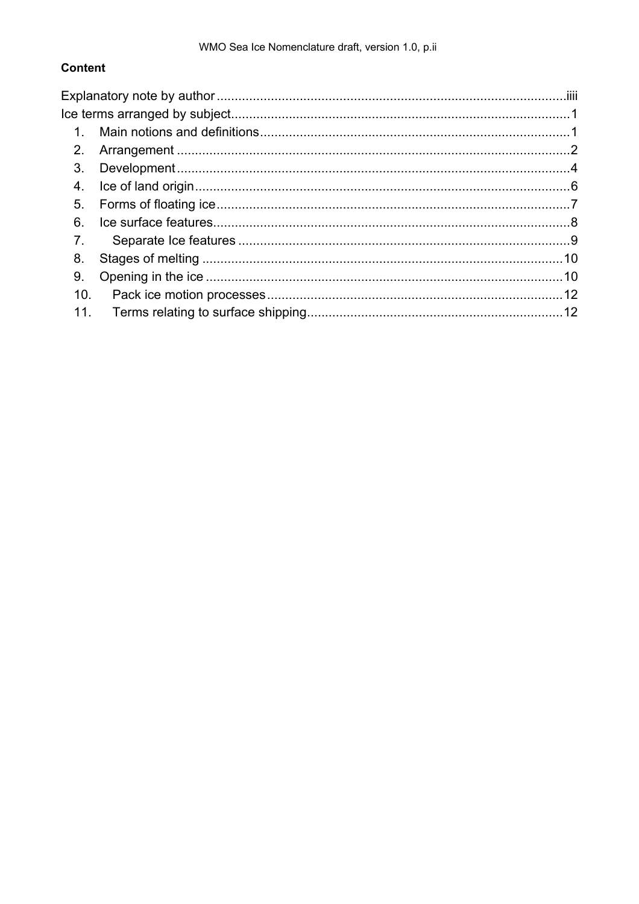**Content**

Explanatory note by author ........ iiii

Ice terms arranged by subject ........ 1

1. Main notions and definitions ........ 1
2. Arrangement ........ 2
3. Development ........ 4
4. Ice of land origin ........ 6
5. Forms of floating ice ........ 7
6. Ice surface features ........ 8
7. Separate Ice features ........ 9
8. Stages of melting ........ 10
9. Opening in the ice ........ 10
10. Pack ice motion processes ........ 12
11. Terms relating to surface shipping ........ 12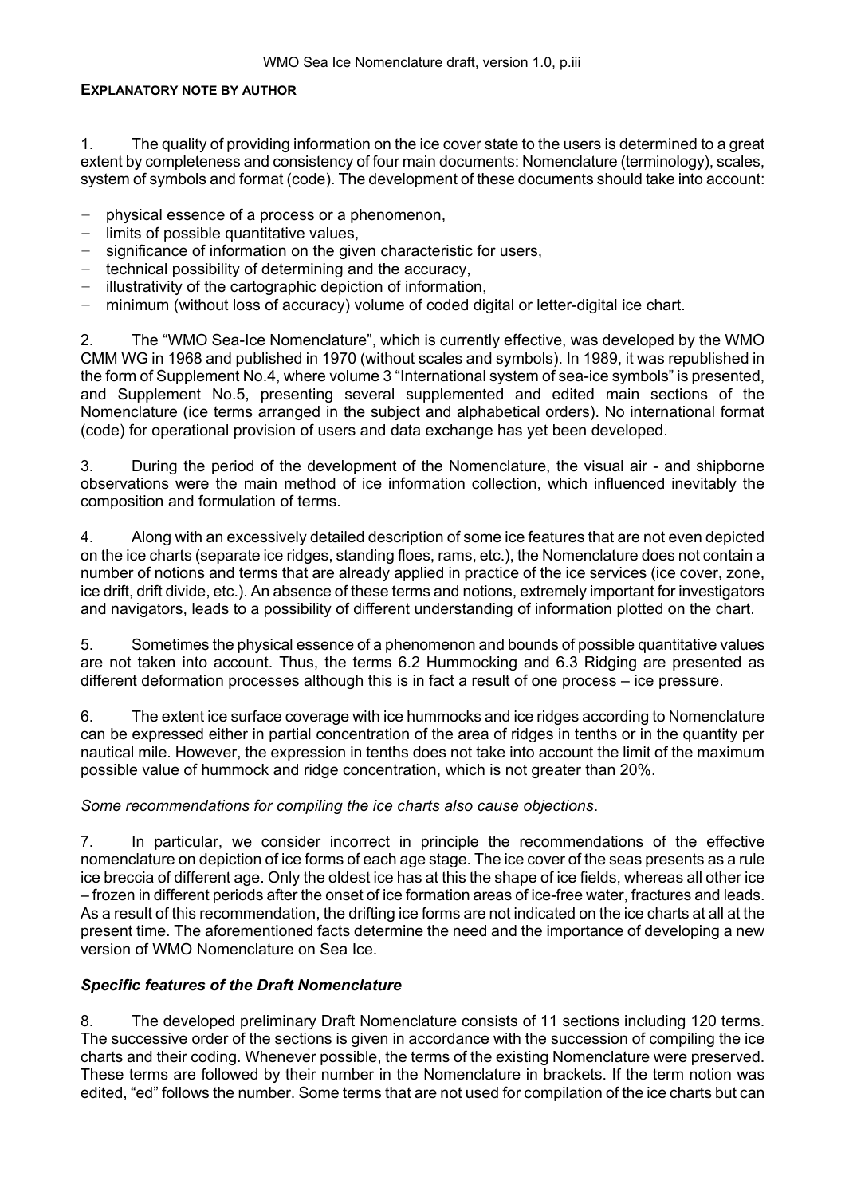**EXPLANATORY NOTE BY AUTHOR**

1. The quality of providing information on the ice cover state to the users is determined to a great extent by completeness and consistency of four main documents: Nomenclature (terminology), scales, system of symbols and format (code). The development of these documents should take into account:

- physical essence of a process or a phenomenon,
- limits of possible quantitative values,
- significance of information on the given characteristic for users,
- technical possibility of determining and the accuracy,
- illustrativity of the cartographic depiction of information,
- minimum (without loss of accuracy) volume of coded digital or letter-digital ice chart.

2. The "WMO Sea-Ice Nomenclature", which is currently effective, was developed by the WMO CMM WG in 1968 and published in 1970 (without scales and symbols). In 1989, it was republished in the form of Supplement No.4, where volume 3 "International system of sea-ice symbols" is presented, and Supplement No.5, presenting several supplemented and edited main sections of the Nomenclature (ice terms arranged in the subject and alphabetical orders). No international format (code) for operational provision of users and data exchange has yet been developed.

3. During the period of the development of the Nomenclature, the visual air - and shipborne observations were the main method of ice information collection, which influenced inevitably the composition and formulation of terms.

4. Along with an excessively detailed description of some ice features that are not even depicted on the ice charts (separate ice ridges, standing floes, rams, etc.), the Nomenclature does not contain a number of notions and terms that are already applied in practice of the ice services (ice cover, zone, ice drift, drift divide, etc.). An absence of these terms and notions, extremely important for investigators and navigators, leads to a possibility of different understanding of information plotted on the chart.

5. Sometimes the physical essence of a phenomenon and bounds of possible quantitative values are not taken into account. Thus, the terms 6.2 Hummocking and 6.3 Ridging are presented as different deformation processes although this is in fact a result of one process – ice pressure.

6. The extent ice surface coverage with ice hummocks and ice ridges according to Nomenclature can be expressed either in partial concentration of the area of ridges in tenths or in the quantity per nautical mile. However, the expression in tenths does not take into account the limit of the maximum possible value of hummock and ridge concentration, which is not greater than 20%.

*Some recommendations for compiling the ice charts also cause objections*.

7. In particular, we consider incorrect in principle the recommendations of the effective nomenclature on depiction of ice forms of each age stage. The ice cover of the seas presents as a rule ice breccia of different age. Only the oldest ice has at this the shape of ice fields, whereas all other ice – frozen in different periods after the onset of ice formation areas of ice-free water, fractures and leads. As a result of this recommendation, the drifting ice forms are not indicated on the ice charts at all at the present time. The aforementioned facts determine the need and the importance of developing a new version of WMO Nomenclature on Sea Ice.

### *Specific features of the Draft Nomenclature*

8. The developed preliminary Draft Nomenclature consists of 11 sections including 120 terms. The successive order of the sections is given in accordance with the succession of compiling the ice charts and their coding. Whenever possible, the terms of the existing Nomenclature were preserved. These terms are followed by their number in the Nomenclature in brackets. If the term notion was edited, "ed" follows the number. Some terms that are not used for compilation of the ice charts but can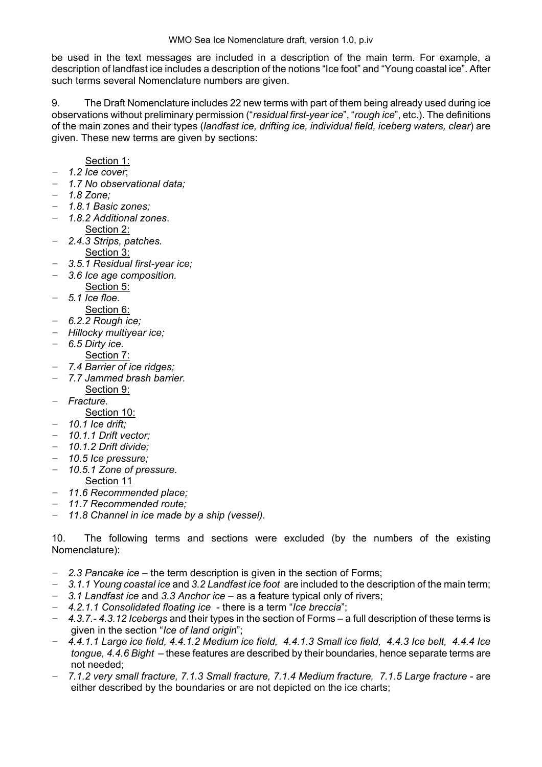be used in the text messages are included in a description of the main term. For example, a description of landfast ice includes a description of the notions "Ice foot" and "Young coastal ice". After such terms several Nomenclature numbers are given.

9. The Draft Nomenclature includes 22 new terms with part of them being already used during ice observations without preliminary permission ("*residual first-year ice*", "*rough ice*", etc.). The definitions of the main zones and their types (*landfast ice, drifting ice, individual field, iceberg waters, clear*) are given. These new terms are given by sections:

Section 1:

- *1.2 Ice cover*;
- *1.7 No observational data;*
- *1.8 Zone;*
- *1.8.1 Basic zones;*
- *1.8.2 Additional zones*.

Section 2:

- *2.4.3 Strips, patches.*

Section 3:

- *3.5.1 Residual first-year ice;*
- *3.6 Ice age composition.*

Section 5:

- *5.1 Ice floe.*

Section 6:

- *6.2.2 Rough ice;*
- *Hillocky multiyear ice;*
- *6.5 Dirty ice.*

Section 7:

- *7.4 Barrier of ice ridges;*
- *7.7 Jammed brash barrier.*

Section 9:

- *Fracture.*

Section 10:

- *10.1 Ice drift;*
- *10.1.1 Drift vector;*
- *10.1.2 Drift divide;*
- *10.5 Ice pressure;*
- *10.5.1 Zone of pressure.*

Section 11

- *11.6 Recommended place;*
- *11.7 Recommended route;*
- *11.8 Channel in ice made by a ship (vessel)*.

10. The following terms and sections were excluded (by the numbers of the existing Nomenclature):

- *2.3 Pancake ice* – the term description is given in the section of Forms;
- *3.1.1 Young coastal ice* and *3.2 Landfast ice foot* are included to the description of the main term;
- *3.1 Landfast ice* and *3.3 Anchor ice* – as a feature typical only of rivers;
- *4.2.1.1 Consolidated floating ice* - there is a term "*Ice breccia*";
- *4.3.7.- 4.3.12 Icebergs* and their types in the section of Forms – a full description of these terms is given in the section "*Ice of land origin*";
- *4.4.1.1 Large ice field, 4.4.1.2 Medium ice field, 4.4.1.3 Small ice field, 4.4.3 Ice belt, 4.4.4 Ice tongue, 4.4.6 Bight* – these features are described by their boundaries, hence separate terms are not needed;
- *7.1.2 very small fracture, 7.1.3 Small fracture, 7.1.4 Medium fracture, 7.1.5 Large fracture* - are either described by the boundaries or are not depicted on the ice charts;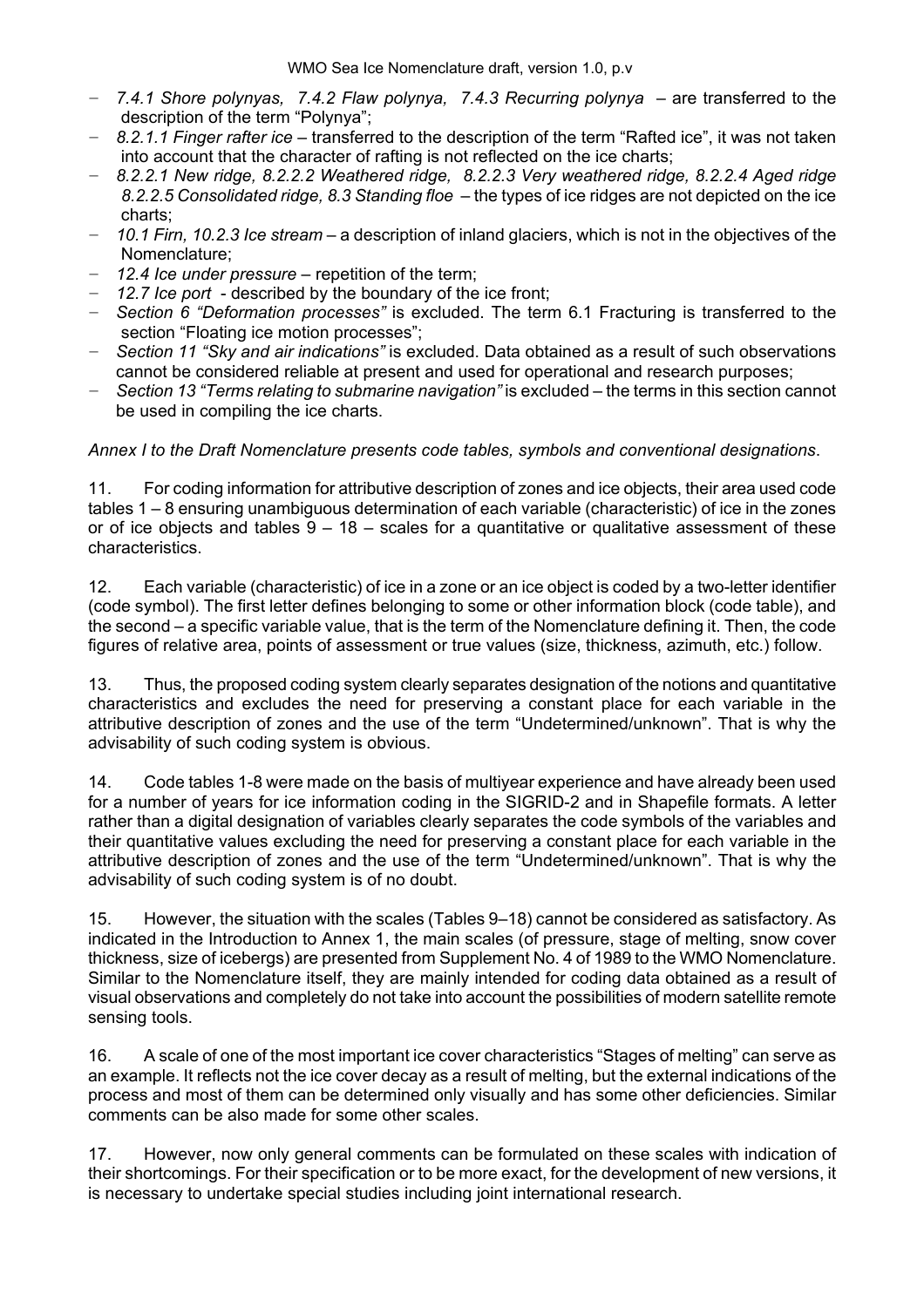- *7.4.1 Shore polynyas, 7.4.2 Flaw polynya, 7.4.3 Recurring polynya* – are transferred to the description of the term "Polynya";
- *8.2.1.1 Finger rafter ice* – transferred to the description of the term "Rafted ice", it was not taken into account that the character of rafting is not reflected on the ice charts;
- *8.2.2.1 New ridge, 8.2.2.2 Weathered ridge, 8.2.2.3 Very weathered ridge, 8.2.2.4 Aged ridge 8.2.2.5 Consolidated ridge, 8.3 Standing floe* – the types of ice ridges are not depicted on the ice charts;
- *10.1 Firn, 10.2.3 Ice stream* – a description of inland glaciers, which is not in the objectives of the Nomenclature;
- *12.4 Ice under pressure* – repetition of the term;
- *12.7 Ice port* - described by the boundary of the ice front;
- *Section 6 "Deformation processes"* is excluded. The term 6.1 Fracturing is transferred to the section "Floating ice motion processes";
- *Section 11 "Sky and air indications"* is excluded. Data obtained as a result of such observations cannot be considered reliable at present and used for operational and research purposes;
- *Section 13 "Terms relating to submarine navigation"* is excluded – the terms in this section cannot be used in compiling the ice charts.

*Annex I to the Draft Nomenclature presents code tables, symbols and conventional designations*.

11. For coding information for attributive description of zones and ice objects, their area used code tables 1 – 8 ensuring unambiguous determination of each variable (characteristic) of ice in the zones or of ice objects and tables 9 – 18 – scales for a quantitative or qualitative assessment of these characteristics.

12. Each variable (characteristic) of ice in a zone or an ice object is coded by a two-letter identifier (code symbol). The first letter defines belonging to some or other information block (code table), and the second – a specific variable value, that is the term of the Nomenclature defining it. Then, the code figures of relative area, points of assessment or true values (size, thickness, azimuth, etc.) follow.

13. Thus, the proposed coding system clearly separates designation of the notions and quantitative characteristics and excludes the need for preserving a constant place for each variable in the attributive description of zones and the use of the term "Undetermined/unknown". That is why the advisability of such coding system is obvious.

14. Code tables 1-8 were made on the basis of multiyear experience and have already been used for a number of years for ice information coding in the SIGRID-2 and in Shapefile formats. A letter rather than a digital designation of variables clearly separates the code symbols of the variables and their quantitative values excluding the need for preserving a constant place for each variable in the attributive description of zones and the use of the term "Undetermined/unknown". That is why the advisability of such coding system is of no doubt.

15. However, the situation with the scales (Tables 9–18) cannot be considered as satisfactory. As indicated in the Introduction to Annex 1, the main scales (of pressure, stage of melting, snow cover thickness, size of icebergs) are presented from Supplement No. 4 of 1989 to the WMO Nomenclature. Similar to the Nomenclature itself, they are mainly intended for coding data obtained as a result of visual observations and completely do not take into account the possibilities of modern satellite remote sensing tools.

16. A scale of one of the most important ice cover characteristics "Stages of melting" can serve as an example. It reflects not the ice cover decay as a result of melting, but the external indications of the process and most of them can be determined only visually and has some other deficiencies. Similar comments can be also made for some other scales.

17. However, now only general comments can be formulated on these scales with indication of their shortcomings. For their specification or to be more exact, for the development of new versions, it is necessary to undertake special studies including joint international research.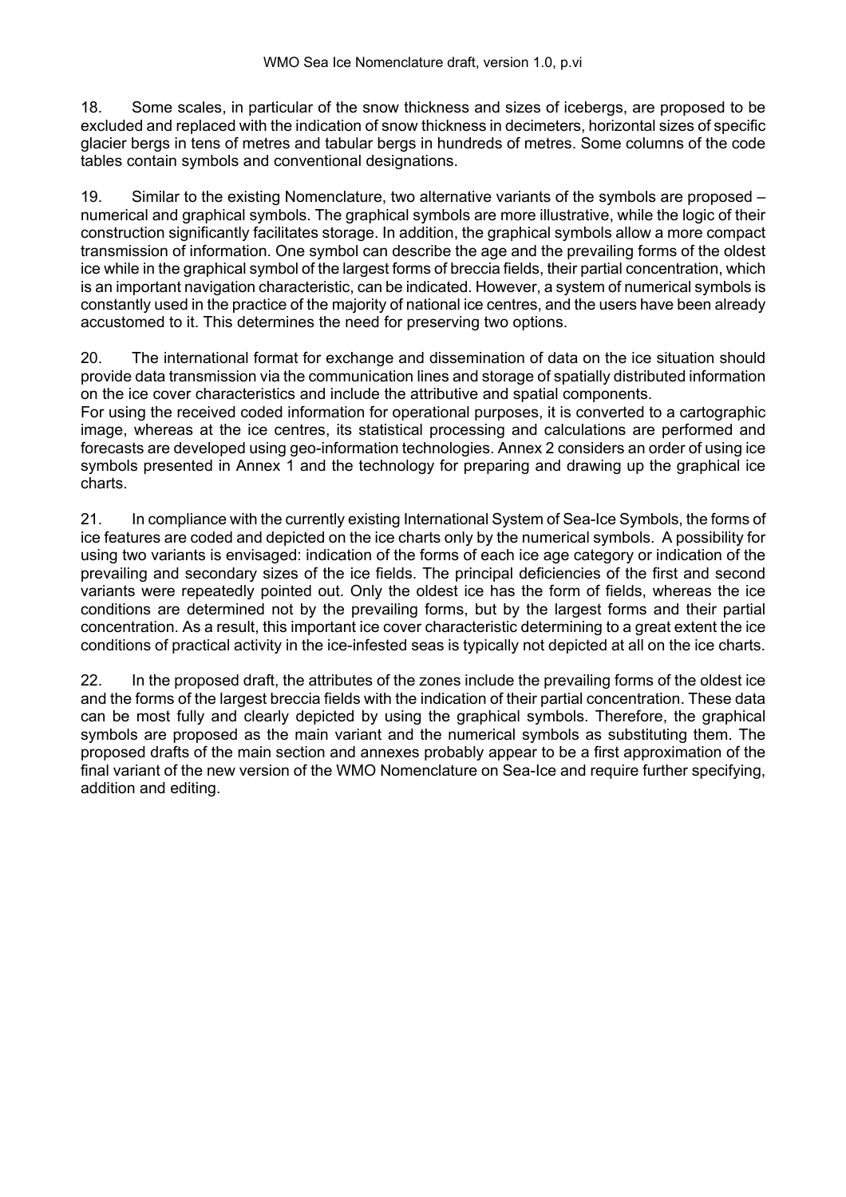18. Some scales, in particular of the snow thickness and sizes of icebergs, are proposed to be excluded and replaced with the indication of snow thickness in decimeters, horizontal sizes of specific glacier bergs in tens of metres and tabular bergs in hundreds of metres. Some columns of the code tables contain symbols and conventional designations.

19. Similar to the existing Nomenclature, two alternative variants of the symbols are proposed – numerical and graphical symbols. The graphical symbols are more illustrative, while the logic of their construction significantly facilitates storage. In addition, the graphical symbols allow a more compact transmission of information. One symbol can describe the age and the prevailing forms of the oldest ice while in the graphical symbol of the largest forms of breccia fields, their partial concentration, which is an important navigation characteristic, can be indicated. However, a system of numerical symbols is constantly used in the practice of the majority of national ice centres, and the users have been already accustomed to it. This determines the need for preserving two options.

20. The international format for exchange and dissemination of data on the ice situation should provide data transmission via the communication lines and storage of spatially distributed information on the ice cover characteristics and include the attributive and spatial components.
For using the received coded information for operational purposes, it is converted to a cartographic image, whereas at the ice centres, its statistical processing and calculations are performed and forecasts are developed using geo-information technologies. Annex 2 considers an order of using ice symbols presented in Annex 1 and the technology for preparing and drawing up the graphical ice charts.

21. In compliance with the currently existing International System of Sea-Ice Symbols, the forms of ice features are coded and depicted on the ice charts only by the numerical symbols. A possibility for using two variants is envisaged: indication of the forms of each ice age category or indication of the prevailing and secondary sizes of the ice fields. The principal deficiencies of the first and second variants were repeatedly pointed out. Only the oldest ice has the form of fields, whereas the ice conditions are determined not by the prevailing forms, but by the largest forms and their partial concentration. As a result, this important ice cover characteristic determining to a great extent the ice conditions of practical activity in the ice-infested seas is typically not depicted at all on the ice charts.

22. In the proposed draft, the attributes of the zones include the prevailing forms of the oldest ice and the forms of the largest breccia fields with the indication of their partial concentration. These data can be most fully and clearly depicted by using the graphical symbols. Therefore, the graphical symbols are proposed as the main variant and the numerical symbols as substituting them. The proposed drafts of the main section and annexes probably appear to be a first approximation of the final variant of the new version of the WMO Nomenclature on Sea-Ice and require further specifying, addition and editing.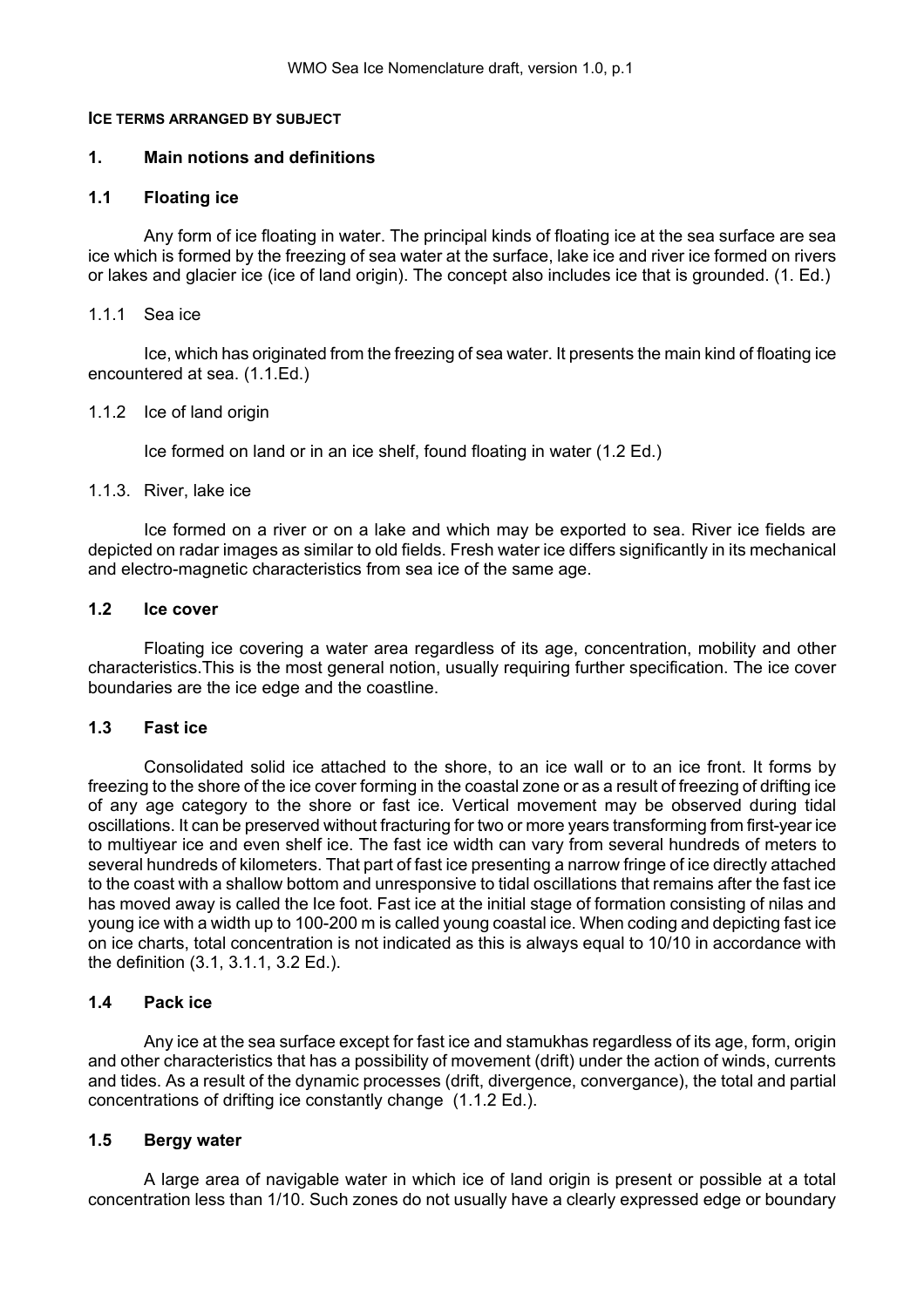**ICE TERMS ARRANGED BY SUBJECT**

## 1. Main notions and definitions

### 1.1 Floating ice

Any form of ice floating in water. The principal kinds of floating ice at the sea surface are sea ice which is formed by the freezing of sea water at the surface, lake ice and river ice formed on rivers or lakes and glacier ice (ice of land origin). The concept also includes ice that is grounded. (1. Ed.)

#### 1.1.1 Sea ice

Ice, which has originated from the freezing of sea water. It presents the main kind of floating ice encountered at sea. (1.1.Ed.)

#### 1.1.2 Ice of land origin

Ice formed on land or in an ice shelf, found floating in water (1.2 Ed.)

#### 1.1.3. River, lake ice

Ice formed on a river or on a lake and which may be exported to sea. River ice fields are depicted on radar images as similar to old fields. Fresh water ice differs significantly in its mechanical and electro-magnetic characteristics from sea ice of the same age.

### 1.2 Ice cover

Floating ice covering a water area regardless of its age, concentration, mobility and other characteristics.This is the most general notion, usually requiring further specification. The ice cover boundaries are the ice edge and the coastline.

### 1.3 Fast ice

Consolidated solid ice attached to the shore, to an ice wall or to an ice front. It forms by freezing to the shore of the ice cover forming in the coastal zone or as a result of freezing of drifting ice of any age category to the shore or fast ice. Vertical movement may be observed during tidal oscillations. It can be preserved without fracturing for two or more years transforming from first-year ice to multiyear ice and even shelf ice. The fast ice width can vary from several hundreds of meters to several hundreds of kilometers. That part of fast ice presenting a narrow fringe of ice directly attached to the coast with a shallow bottom and unresponsive to tidal oscillations that remains after the fast ice has moved away is called the Ice foot. Fast ice at the initial stage of formation consisting of nilas and young ice with a width up to 100-200 m is called young coastal ice. When coding and depicting fast ice on ice charts, total concentration is not indicated as this is always equal to 10/10 in accordance with the definition (3.1, 3.1.1, 3.2 Ed.).

### 1.4 Pack ice

Any ice at the sea surface except for fast ice and stamukhas regardless of its age, form, origin and other characteristics that has a possibility of movement (drift) under the action of winds, currents and tides. As a result of the dynamic processes (drift, divergence, convergance), the total and partial concentrations of drifting ice constantly change (1.1.2 Ed.).

### 1.5 Bergy water

A large area of navigable water in which ice of land origin is present or possible at a total concentration less than 1/10. Such zones do not usually have a clearly expressed edge or boundary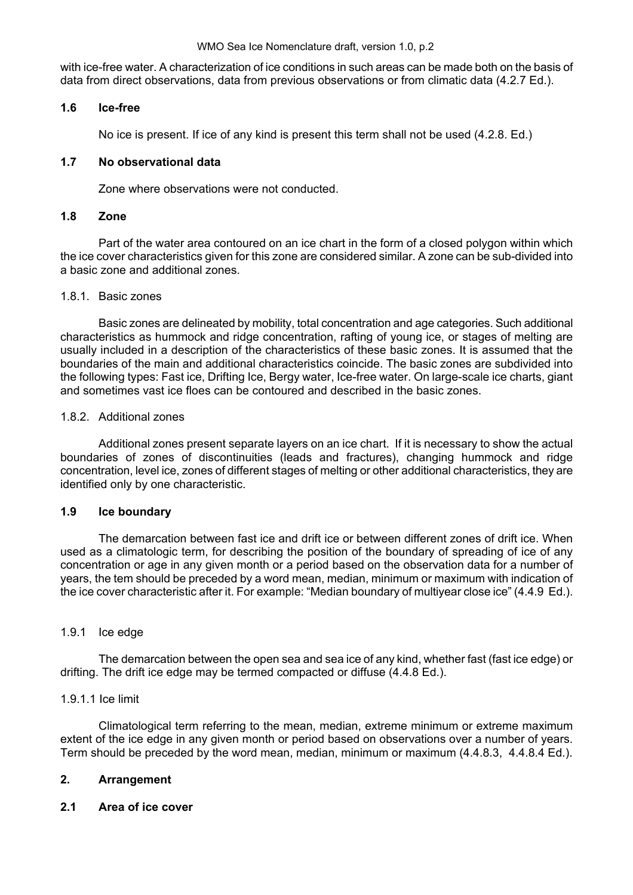with ice-free water. A characterization of ice conditions in such areas can be made both on the basis of data from direct observations, data from previous observations or from climatic data (4.2.7 Ed.).

### 1.6 Ice-free

No ice is present. If ice of any kind is present this term shall not be used (4.2.8. Ed.)

### 1.7 No observational data

Zone where observations were not conducted.

### 1.8 Zone

Part of the water area contoured on an ice chart in the form of a closed polygon within which the ice cover characteristics given for this zone are considered similar. A zone can be sub-divided into a basic zone and additional zones.

#### 1.8.1. Basic zones

Basic zones are delineated by mobility, total concentration and age categories. Such additional characteristics as hummock and ridge concentration, rafting of young ice, or stages of melting are usually included in a description of the characteristics of these basic zones. It is assumed that the boundaries of the main and additional characteristics coincide. The basic zones are subdivided into the following types: Fast ice, Drifting Ice, Bergy water, Ice-free water. On large-scale ice charts, giant and sometimes vast ice floes can be contoured and described in the basic zones.

#### 1.8.2. Additional zones

Additional zones present separate layers on an ice chart. If it is necessary to show the actual boundaries of zones of discontinuities (leads and fractures), changing hummock and ridge concentration, level ice, zones of different stages of melting or other additional characteristics, they are identified only by one characteristic.

### 1.9 Ice boundary

The demarcation between fast ice and drift ice or between different zones of drift ice. When used as a climatologic term, for describing the position of the boundary of spreading of ice of any concentration or age in any given month or a period based on the observation data for a number of years, the tem should be preceded by a word mean, median, minimum or maximum with indication of the ice cover characteristic after it. For example: “Median boundary of multiyear close ice” (4.4.9 Ed.).

#### 1.9.1 Ice edge

The demarcation between the open sea and sea ice of any kind, whether fast (fast ice edge) or drifting. The drift ice edge may be termed compacted or diffuse (4.4.8 Ed.).

##### 1.9.1.1 Ice limit

Climatological term referring to the mean, median, extreme minimum or extreme maximum extent of the ice edge in any given month or period based on observations over a number of years. Term should be preceded by the word mean, median, minimum or maximum (4.4.8.3, 4.4.8.4 Ed.).

## 2. Arrangement

### 2.1 Area of ice cover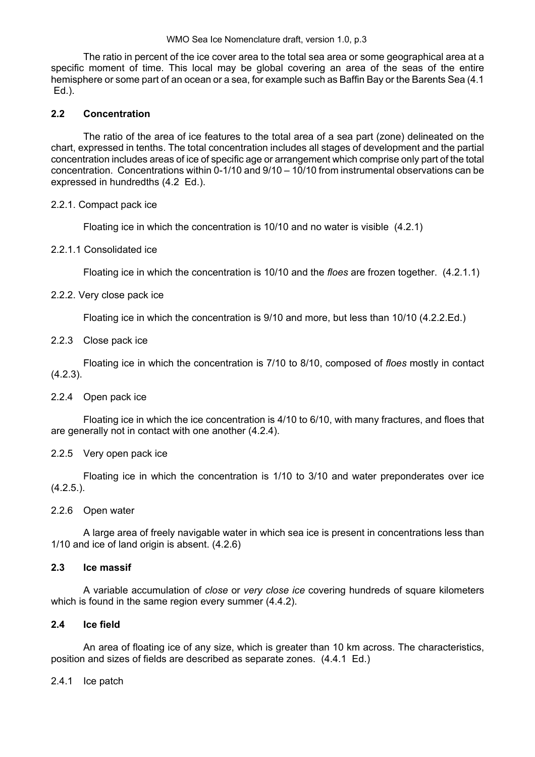The ratio in percent of the ice cover area to the total sea area or some geographical area at a specific moment of time. This local may be global covering an area of the seas of the entire hemisphere or some part of an ocean or a sea, for example such as Baffin Bay or the Barents Sea (4.1 Ed.).

## 2.2 Concentration

The ratio of the area of ice features to the total area of a sea part (zone) delineated on the chart, expressed in tenths. The total concentration includes all stages of development and the partial concentration includes areas of ice of specific age or arrangement which comprise only part of the total concentration. Concentrations within 0-1/10 and 9/10 – 10/10 from instrumental observations can be expressed in hundredths (4.2 Ed.).

### 2.2.1. Compact pack ice

Floating ice in which the concentration is 10/10 and no water is visible (4.2.1)

#### 2.2.1.1 Consolidated ice

Floating ice in which the concentration is 10/10 and the *floes* are frozen together. (4.2.1.1)

### 2.2.2. Very close pack ice

Floating ice in which the concentration is 9/10 and more, but less than 10/10 (4.2.2.Ed.)

### 2.2.3 Close pack ice

Floating ice in which the concentration is 7/10 to 8/10, composed of *floes* mostly in contact (4.2.3).

### 2.2.4 Open pack ice

Floating ice in which the ice concentration is 4/10 to 6/10, with many fractures, and floes that are generally not in contact with one another (4.2.4).

### 2.2.5 Very open pack ice

Floating ice in which the concentration is 1/10 to 3/10 and water preponderates over ice (4.2.5.).

### 2.2.6 Open water

A large area of freely navigable water in which sea ice is present in concentrations less than 1/10 and ice of land origin is absent. (4.2.6)

## 2.3 Ice massif

A variable accumulation of *close* or *very close ice* covering hundreds of square kilometers which is found in the same region every summer (4.4.2).

## 2.4 Ice field

An area of floating ice of any size, which is greater than 10 km across. The characteristics, position and sizes of fields are described as separate zones. (4.4.1 Ed.)

### 2.4.1 Ice patch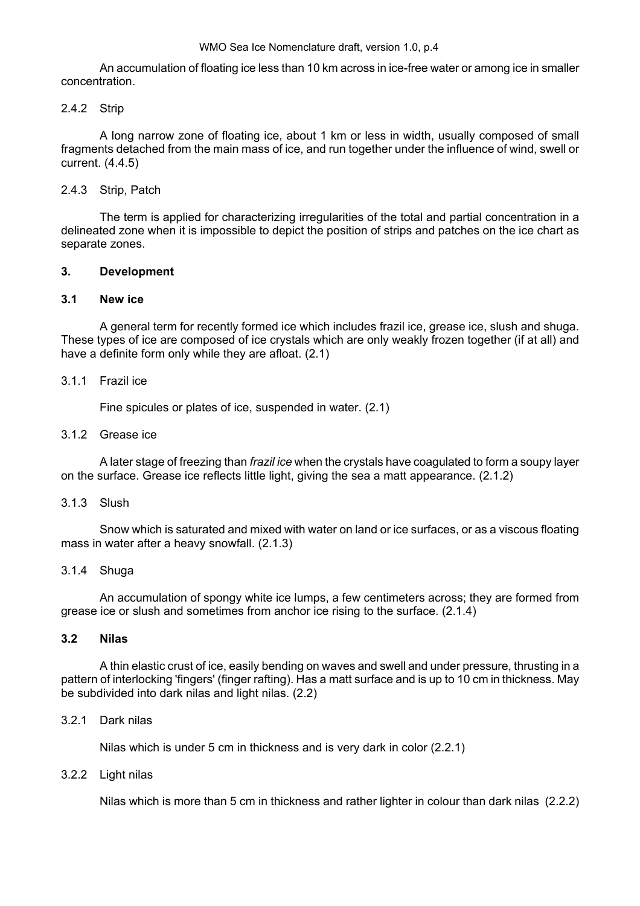An accumulation of floating ice less than 10 km across in ice-free water or among ice in smaller concentration.

2.4.2 Strip

A long narrow zone of floating ice, about 1 km or less in width, usually composed of small fragments detached from the main mass of ice, and run together under the influence of wind, swell or current. (4.4.5)

2.4.3 Strip, Patch

The term is applied for characterizing irregularities of the total and partial concentration in a delineated zone when it is impossible to depict the position of strips and patches on the ice chart as separate zones.

## 3. Development

### 3.1 New ice

A general term for recently formed ice which includes frazil ice, grease ice, slush and shuga. These types of ice are composed of ice crystals which are only weakly frozen together (if at all) and have a definite form only while they are afloat. (2.1)

3.1.1 Frazil ice

Fine spicules or plates of ice, suspended in water. (2.1)

3.1.2 Grease ice

A later stage of freezing than *frazil ice* when the crystals have coagulated to form a soupy layer on the surface. Grease ice reflects little light, giving the sea a matt appearance. (2.1.2)

3.1.3 Slush

Snow which is saturated and mixed with water on land or ice surfaces, or as a viscous floating mass in water after a heavy snowfall. (2.1.3)

3.1.4 Shuga

An accumulation of spongy white ice lumps, a few centimeters across; they are formed from grease ice or slush and sometimes from anchor ice rising to the surface. (2.1.4)

### 3.2 Nilas

A thin elastic crust of ice, easily bending on waves and swell and under pressure, thrusting in a pattern of interlocking 'fingers' (finger rafting). Has a matt surface and is up to 10 cm in thickness. May be subdivided into dark nilas and light nilas. (2.2)

3.2.1 Dark nilas

Nilas which is under 5 cm in thickness and is very dark in color (2.2.1)

3.2.2 Light nilas

Nilas which is more than 5 cm in thickness and rather lighter in colour than dark nilas (2.2.2)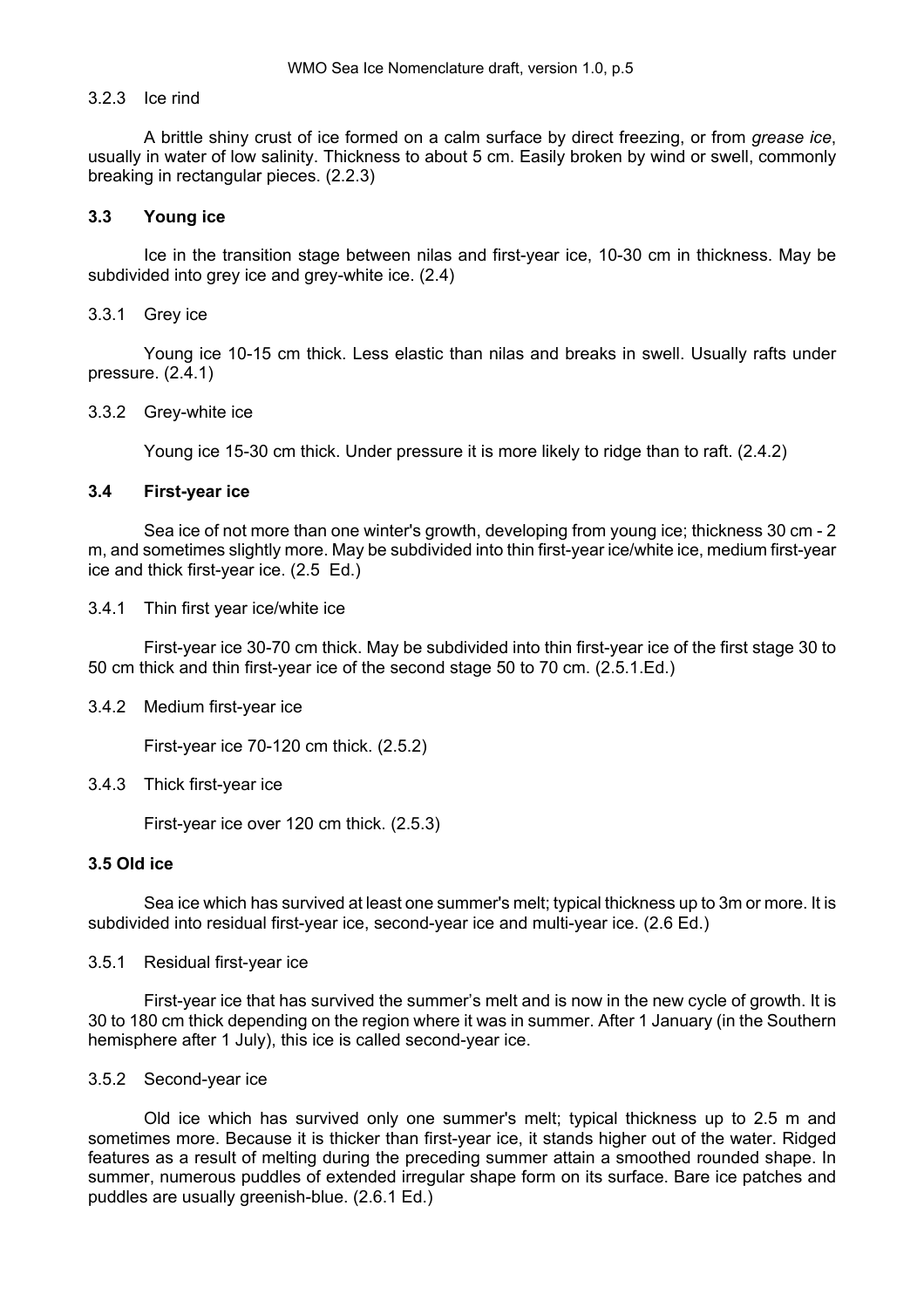### 3.2.3 Ice rind

A brittle shiny crust of ice formed on a calm surface by direct freezing, or from *grease ice*, usually in water of low salinity. Thickness to about 5 cm. Easily broken by wind or swell, commonly breaking in rectangular pieces. (2.2.3)

## 3.3 Young ice

Ice in the transition stage between nilas and first-year ice, 10-30 cm in thickness. May be subdivided into grey ice and grey-white ice. (2.4)

### 3.3.1 Grey ice

Young ice 10-15 cm thick. Less elastic than nilas and breaks in swell. Usually rafts under pressure. (2.4.1)

### 3.3.2 Grey-white ice

Young ice 15-30 cm thick. Under pressure it is more likely to ridge than to raft. (2.4.2)

## 3.4 First-year ice

Sea ice of not more than one winter's growth, developing from young ice; thickness 30 cm - 2 m, and sometimes slightly more. May be subdivided into thin first-year ice/white ice, medium first-year ice and thick first-year ice. (2.5 Ed.)

### 3.4.1 Thin first year ice/white ice

First-year ice 30-70 cm thick. May be subdivided into thin first-year ice of the first stage 30 to 50 cm thick and thin first-year ice of the second stage 50 to 70 cm. (2.5.1.Ed.)

### 3.4.2 Medium first-year ice

First-year ice 70-120 cm thick. (2.5.2)

### 3.4.3 Thick first-year ice

First-year ice over 120 cm thick. (2.5.3)

## 3.5 Old ice

Sea ice which has survived at least one summer's melt; typical thickness up to 3m or more. It is subdivided into residual first-year ice, second-year ice and multi-year ice. (2.6 Ed.)

### 3.5.1 Residual first-year ice

First-year ice that has survived the summer's melt and is now in the new cycle of growth. It is 30 to 180 cm thick depending on the region where it was in summer. After 1 January (in the Southern hemisphere after 1 July), this ice is called second-year ice.

### 3.5.2 Second-year ice

Old ice which has survived only one summer's melt; typical thickness up to 2.5 m and sometimes more. Because it is thicker than first-year ice, it stands higher out of the water. Ridged features as a result of melting during the preceding summer attain a smoothed rounded shape. In summer, numerous puddles of extended irregular shape form on its surface. Bare ice patches and puddles are usually greenish-blue. (2.6.1 Ed.)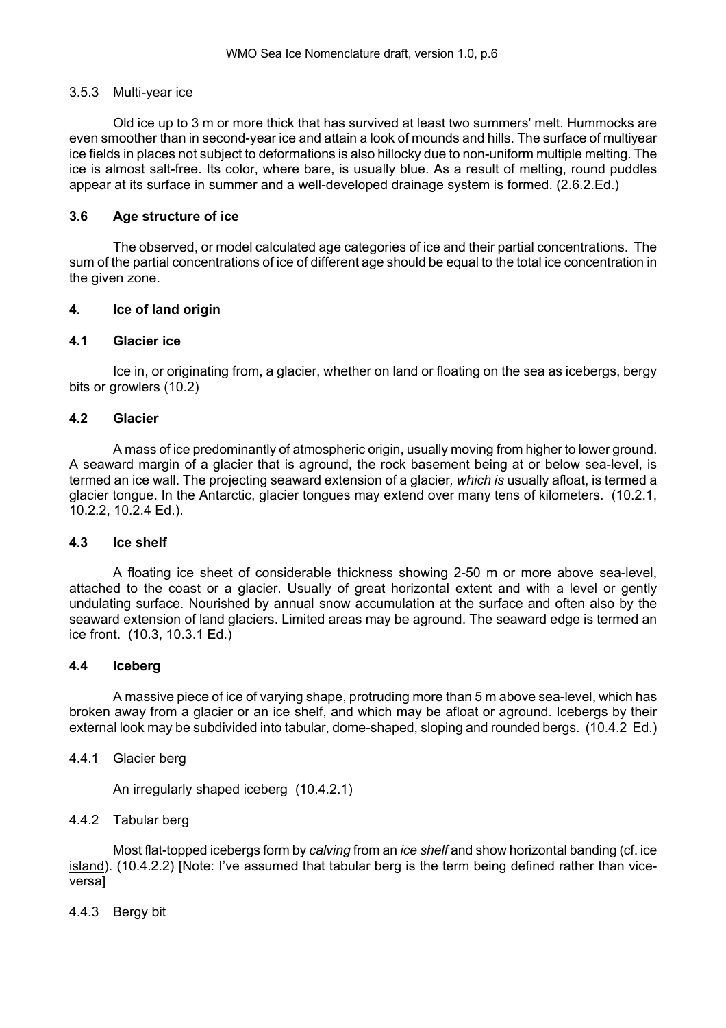3.5.3 Multi-year ice

Old ice up to 3 m or more thick that has survived at least two summers' melt. Hummocks are even smoother than in second-year ice and attain a look of mounds and hills. The surface of multiyear ice fields in places not subject to deformations is also hillocky due to non-uniform multiple melting. The ice is almost salt-free. Its color, where bare, is usually blue. As a result of melting, round puddles appear at its surface in summer and a well-developed drainage system is formed. (2.6.2.Ed.)

### 3.6 Age structure of ice

The observed, or model calculated age categories of ice and their partial concentrations. The sum of the partial concentrations of ice of different age should be equal to the total ice concentration in the given zone.

## 4. Ice of land origin

### 4.1 Glacier ice

Ice in, or originating from, a glacier, whether on land or floating on the sea as icebergs, bergy bits or growlers (10.2)

### 4.2 Glacier

A mass of ice predominantly of atmospheric origin, usually moving from higher to lower ground. A seaward margin of a glacier that is aground, the rock basement being at or below sea-level, is termed an ice wall. The projecting seaward extension of a glacier*, which is* usually afloat, is termed a glacier tongue. In the Antarctic, glacier tongues may extend over many tens of kilometers. (10.2.1, 10.2.2, 10.2.4 Ed.).

### 4.3 Ice shelf

A floating ice sheet of considerable thickness showing 2-50 m or more above sea-level, attached to the coast or a glacier. Usually of great horizontal extent and with a level or gently undulating surface. Nourished by annual snow accumulation at the surface and often also by the seaward extension of land glaciers. Limited areas may be aground. The seaward edge is termed an ice front. (10.3, 10.3.1 Ed.)

### 4.4 Iceberg

A massive piece of ice of varying shape, protruding more than 5 m above sea-level, which has broken away from a glacier or an ice shelf, and which may be afloat or aground. Icebergs by their external look may be subdivided into tabular, dome-shaped, sloping and rounded bergs. (10.4.2 Ed.)

4.4.1 Glacier berg

An irregularly shaped iceberg (10.4.2.1)

4.4.2 Tabular berg

Most flat-topped icebergs form by *calving* from an *ice shelf* and show horizontal banding (cf. ice island). (10.4.2.2) [Note: I've assumed that tabular berg is the term being defined rather than vice-versa]

4.4.3 Bergy bit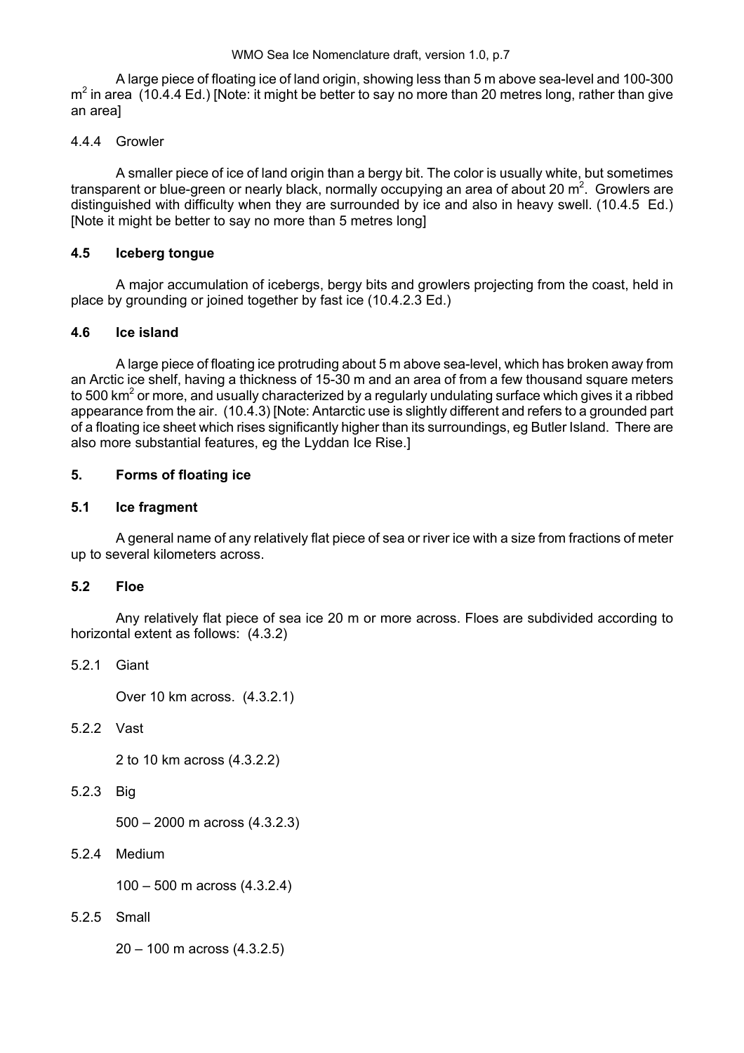A large piece of floating ice of land origin, showing less than 5 m above sea-level and 100-300 $m^2$ in area (10.4.4 Ed.) [Note: it might be better to say no more than 20 metres long, rather than give an area]

4.4.4 Growler

A smaller piece of ice of land origin than a bergy bit. The color is usually white, but sometimes transparent or blue-green or nearly black, normally occupying an area of about 20 $m^2$. Growlers are distinguished with difficulty when they are surrounded by ice and also in heavy swell. (10.4.5 Ed.) [Note it might be better to say no more than 5 metres long]

### 4.5 Iceberg tongue

A major accumulation of icebergs, bergy bits and growlers projecting from the coast, held in place by grounding or joined together by fast ice (10.4.2.3 Ed.)

### 4.6 Ice island

A large piece of floating ice protruding about 5 m above sea-level, which has broken away from an Arctic ice shelf, having a thickness of 15-30 m and an area of from a few thousand square meters to 500 $km^2$ or more, and usually characterized by a regularly undulating surface which gives it a ribbed appearance from the air. (10.4.3) [Note: Antarctic use is slightly different and refers to a grounded part of a floating ice sheet which rises significantly higher than its surroundings, eg Butler Island. There are also more substantial features, eg the Lyddan Ice Rise.]

## 5. Forms of floating ice

### 5.1 Ice fragment

A general name of any relatively flat piece of sea or river ice with a size from fractions of meter up to several kilometers across.

### 5.2 Floe

Any relatively flat piece of sea ice 20 m or more across. Floes are subdivided according to horizontal extent as follows: (4.3.2)

5.2.1 Giant

Over 10 km across. (4.3.2.1)

5.2.2 Vast

2 to 10 km across (4.3.2.2)

5.2.3 Big

500 – 2000 m across (4.3.2.3)

5.2.4 Medium

100 – 500 m across (4.3.2.4)

5.2.5 Small

20 – 100 m across (4.3.2.5)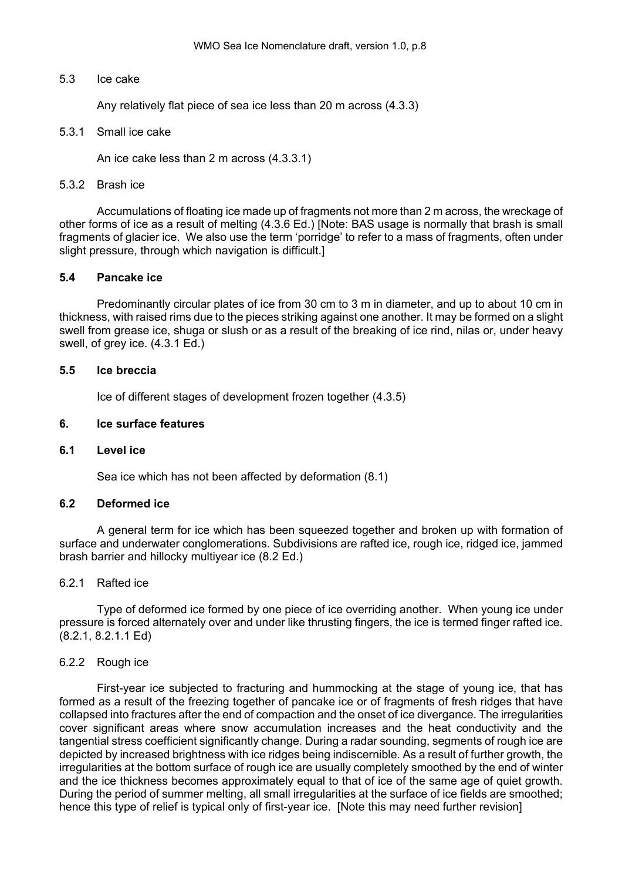### 5.3 Ice cake

Any relatively flat piece of sea ice less than 20 m across (4.3.3)

#### 5.3.1 Small ice cake

An ice cake less than 2 m across (4.3.3.1)

#### 5.3.2 Brash ice

Accumulations of floating ice made up of fragments not more than 2 m across, the wreckage of other forms of ice as a result of melting (4.3.6 Ed.) [Note: BAS usage is normally that brash is small fragments of glacier ice. We also use the term 'porridge' to refer to a mass of fragments, often under slight pressure, through which navigation is difficult.]

### 5.4 Pancake ice

Predominantly circular plates of ice from 30 cm to 3 m in diameter, and up to about 10 cm in thickness, with raised rims due to the pieces striking against one another. It may be formed on a slight swell from grease ice, shuga or slush or as a result of the breaking of ice rind, nilas or, under heavy swell, of grey ice. (4.3.1 Ed.)

### 5.5 Ice breccia

Ice of different stages of development frozen together (4.3.5)

## 6. Ice surface features

### 6.1 Level ice

Sea ice which has not been affected by deformation (8.1)

### 6.2 Deformed ice

A general term for ice which has been squeezed together and broken up with formation of surface and underwater conglomerations. Subdivisions are rafted ice, rough ice, ridged ice, jammed brash barrier and hillocky multiyear ice (8.2 Ed.)

#### 6.2.1 Rafted ice

Type of deformed ice formed by one piece of ice overriding another. When young ice under pressure is forced alternately over and under like thrusting fingers, the ice is termed finger rafted ice. (8.2.1, 8.2.1.1 Ed)

#### 6.2.2 Rough ice

First-year ice subjected to fracturing and hummocking at the stage of young ice, that has formed as a result of the freezing together of pancake ice or of fragments of fresh ridges that have collapsed into fractures after the end of compaction and the onset of ice divergance. The irregularities cover significant areas where snow accumulation increases and the heat conductivity and the tangential stress coefficient significantly change. During a radar sounding, segments of rough ice are depicted by increased brightness with ice ridges being indiscernible. As a result of further growth, the irregularities at the bottom surface of rough ice are usually completely smoothed by the end of winter and the ice thickness becomes approximately equal to that of ice of the same age of quiet growth. During the period of summer melting, all small irregularities at the surface of ice fields are smoothed; hence this type of relief is typical only of first-year ice. [Note this may need further revision]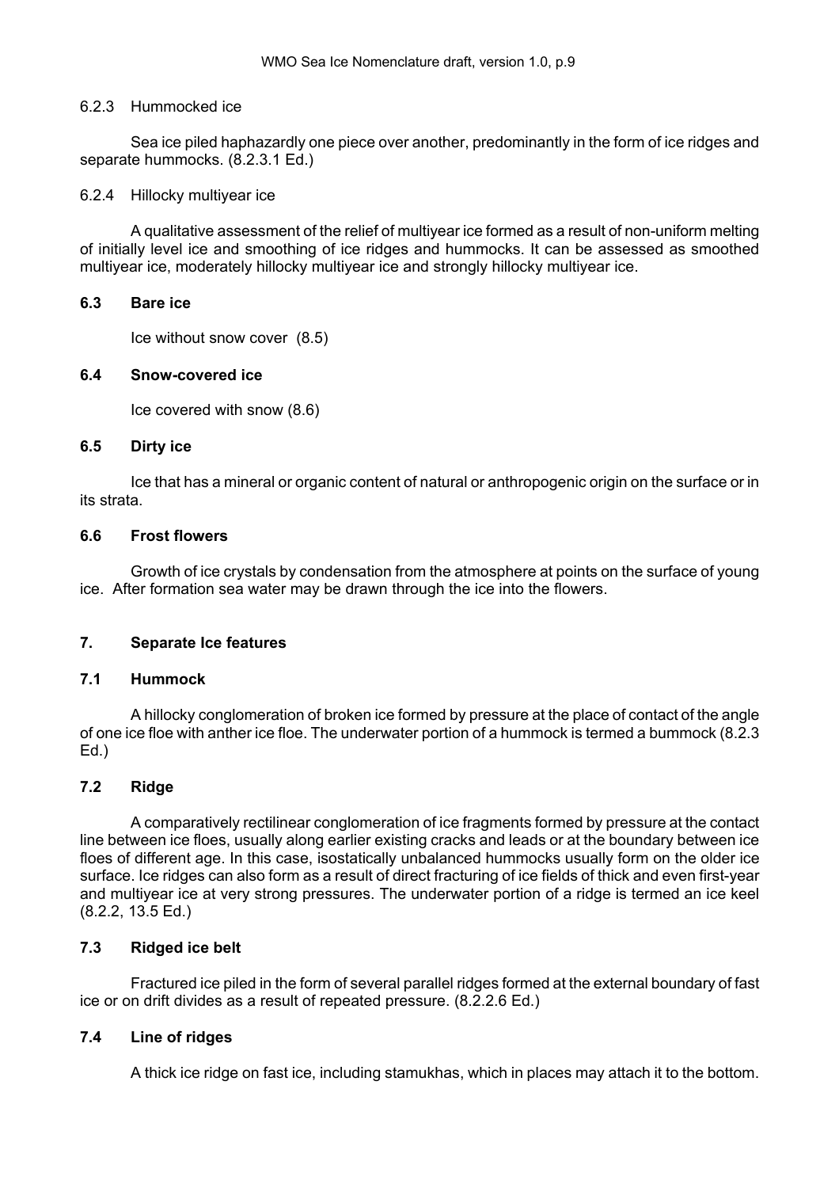#### 6.2.3 Hummocked ice

Sea ice piled haphazardly one piece over another, predominantly in the form of ice ridges and separate hummocks. (8.2.3.1 Ed.)

#### 6.2.4 Hillocky multiyear ice

A qualitative assessment of the relief of multiyear ice formed as a result of non-uniform melting of initially level ice and smoothing of ice ridges and hummocks. It can be assessed as smoothed multiyear ice, moderately hillocky multiyear ice and strongly hillocky multiyear ice.

### 6.3 Bare ice

Ice without snow cover (8.5)

### 6.4 Snow-covered ice

Ice covered with snow (8.6)

### 6.5 Dirty ice

Ice that has a mineral or organic content of natural or anthropogenic origin on the surface or in its strata.

### 6.6 Frost flowers

Growth of ice crystals by condensation from the atmosphere at points on the surface of young ice. After formation sea water may be drawn through the ice into the flowers.

## 7. Separate Ice features

### 7.1 Hummock

A hillocky conglomeration of broken ice formed by pressure at the place of contact of the angle of one ice floe with anther ice floe. The underwater portion of a hummock is termed a bummock (8.2.3 Ed.)

### 7.2 Ridge

A comparatively rectilinear conglomeration of ice fragments formed by pressure at the contact line between ice floes, usually along earlier existing cracks and leads or at the boundary between ice floes of different age. In this case, isostatically unbalanced hummocks usually form on the older ice surface. Ice ridges can also form as a result of direct fracturing of ice fields of thick and even first-year and multiyear ice at very strong pressures. The underwater portion of a ridge is termed an ice keel (8.2.2, 13.5 Ed.)

### 7.3 Ridged ice belt

Fractured ice piled in the form of several parallel ridges formed at the external boundary of fast ice or on drift divides as a result of repeated pressure. (8.2.2.6 Ed.)

### 7.4 Line of ridges

A thick ice ridge on fast ice, including stamukhas, which in places may attach it to the bottom.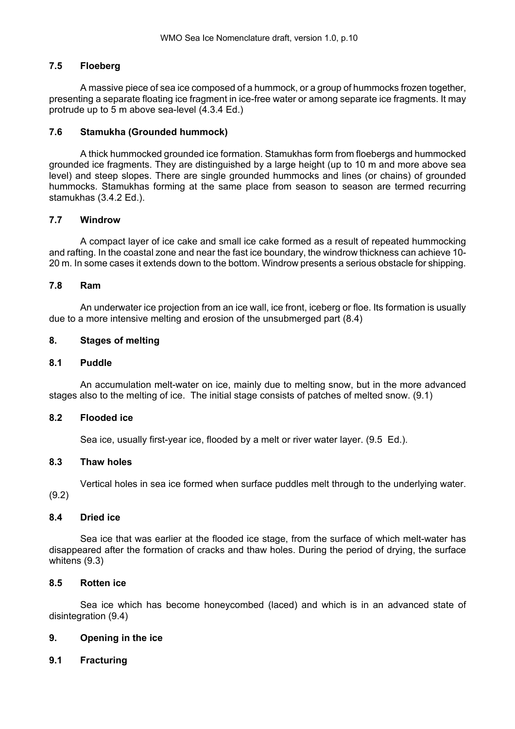### 7.5 Floeberg

A massive piece of sea ice composed of a hummock, or a group of hummocks frozen together, presenting a separate floating ice fragment in ice-free water or among separate ice fragments. It may protrude up to 5 m above sea-level (4.3.4 Ed.)

### 7.6 Stamukha (Grounded hummock)

A thick hummocked grounded ice formation. Stamukhas form from floebergs and hummocked grounded ice fragments. They are distinguished by a large height (up to 10 m and more above sea level) and steep slopes. There are single grounded hummocks and lines (or chains) of grounded hummocks. Stamukhas forming at the same place from season to season are termed recurring stamukhas (3.4.2 Ed.).

### 7.7 Windrow

A compact layer of ice cake and small ice cake formed as a result of repeated hummocking and rafting. In the coastal zone and near the fast ice boundary, the windrow thickness can achieve 10-20 m. In some cases it extends down to the bottom. Windrow presents a serious obstacle for shipping.

### 7.8 Ram

An underwater ice projection from an ice wall, ice front, iceberg or floe. Its formation is usually due to a more intensive melting and erosion of the unsubmerged part (8.4)

## 8. Stages of melting

### 8.1 Puddle

An accumulation melt-water on ice, mainly due to melting snow, but in the more advanced stages also to the melting of ice. The initial stage consists of patches of melted snow. (9.1)

### 8.2 Flooded ice

Sea ice, usually first-year ice, flooded by a melt or river water layer. (9.5 Ed.).

### 8.3 Thaw holes

Vertical holes in sea ice formed when surface puddles melt through to the underlying water. (9.2)

### 8.4 Dried ice

Sea ice that was earlier at the flooded ice stage, from the surface of which melt-water has disappeared after the formation of cracks and thaw holes. During the period of drying, the surface whitens (9.3)

### 8.5 Rotten ice

Sea ice which has become honeycombed (laced) and which is in an advanced state of disintegration (9.4)

## 9. Opening in the ice

### 9.1 Fracturing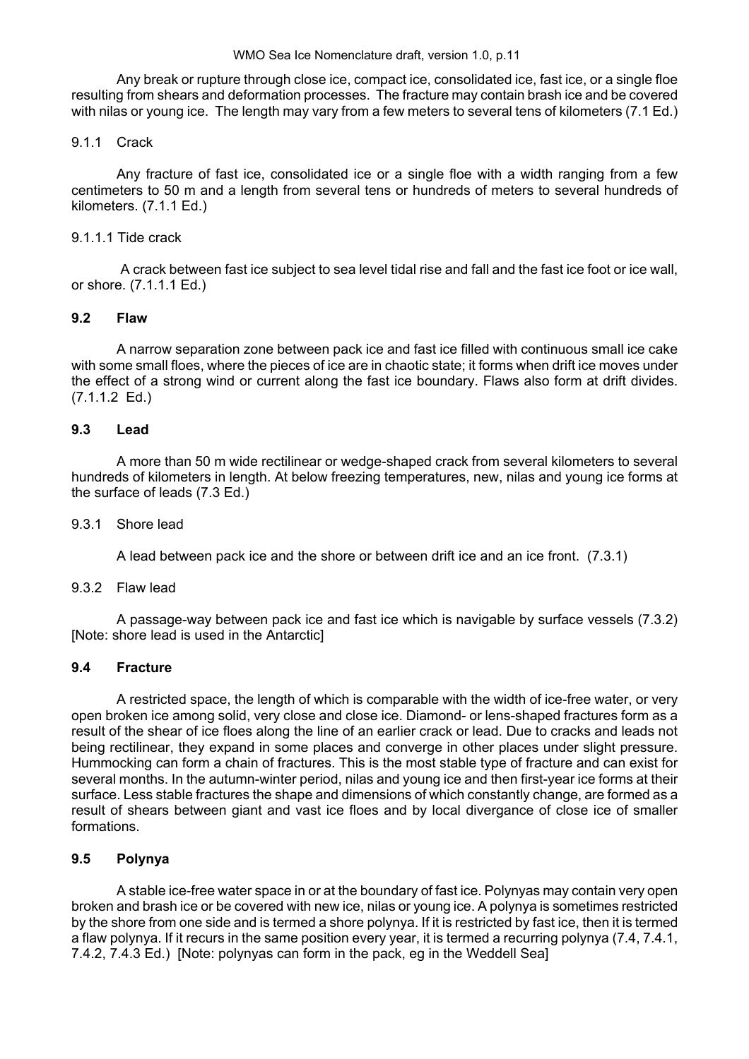Any break or rupture through close ice, compact ice, consolidated ice, fast ice, or a single floe resulting from shears and deformation processes. The fracture may contain brash ice and be covered with nilas or young ice. The length may vary from a few meters to several tens of kilometers (7.1 Ed.)

9.1.1 Crack

Any fracture of fast ice, consolidated ice or a single floe with a width ranging from a few centimeters to 50 m and a length from several tens or hundreds of meters to several hundreds of kilometers. (7.1.1 Ed.)

9.1.1.1 Tide crack

A crack between fast ice subject to sea level tidal rise and fall and the fast ice foot or ice wall, or shore. (7.1.1.1 Ed.)

## 9.2 Flaw

A narrow separation zone between pack ice and fast ice filled with continuous small ice cake with some small floes, where the pieces of ice are in chaotic state; it forms when drift ice moves under the effect of a strong wind or current along the fast ice boundary. Flaws also form at drift divides. (7.1.1.2 Ed.)

## 9.3 Lead

A more than 50 m wide rectilinear or wedge-shaped crack from several kilometers to several hundreds of kilometers in length. At below freezing temperatures, new, nilas and young ice forms at the surface of leads (7.3 Ed.)

9.3.1 Shore lead

A lead between pack ice and the shore or between drift ice and an ice front. (7.3.1)

9.3.2 Flaw lead

A passage-way between pack ice and fast ice which is navigable by surface vessels (7.3.2) [Note: shore lead is used in the Antarctic]

## 9.4 Fracture

A restricted space, the length of which is comparable with the width of ice-free water, or very open broken ice among solid, very close and close ice. Diamond- or lens-shaped fractures form as a result of the shear of ice floes along the line of an earlier crack or lead. Due to cracks and leads not being rectilinear, they expand in some places and converge in other places under slight pressure. Hummocking can form a chain of fractures. This is the most stable type of fracture and can exist for several months. In the autumn-winter period, nilas and young ice and then first-year ice forms at their surface. Less stable fractures the shape and dimensions of which constantly change, are formed as a result of shears between giant and vast ice floes and by local divergance of close ice of smaller formations.

## 9.5 Polynya

A stable ice-free water space in or at the boundary of fast ice. Polynyas may contain very open broken and brash ice or be covered with new ice, nilas or young ice. A polynya is sometimes restricted by the shore from one side and is termed a shore polynya. If it is restricted by fast ice, then it is termed a flaw polynya. If it recurs in the same position every year, it is termed a recurring polynya (7.4, 7.4.1, 7.4.2, 7.4.3 Ed.) [Note: polynyas can form in the pack, eg in the Weddell Sea]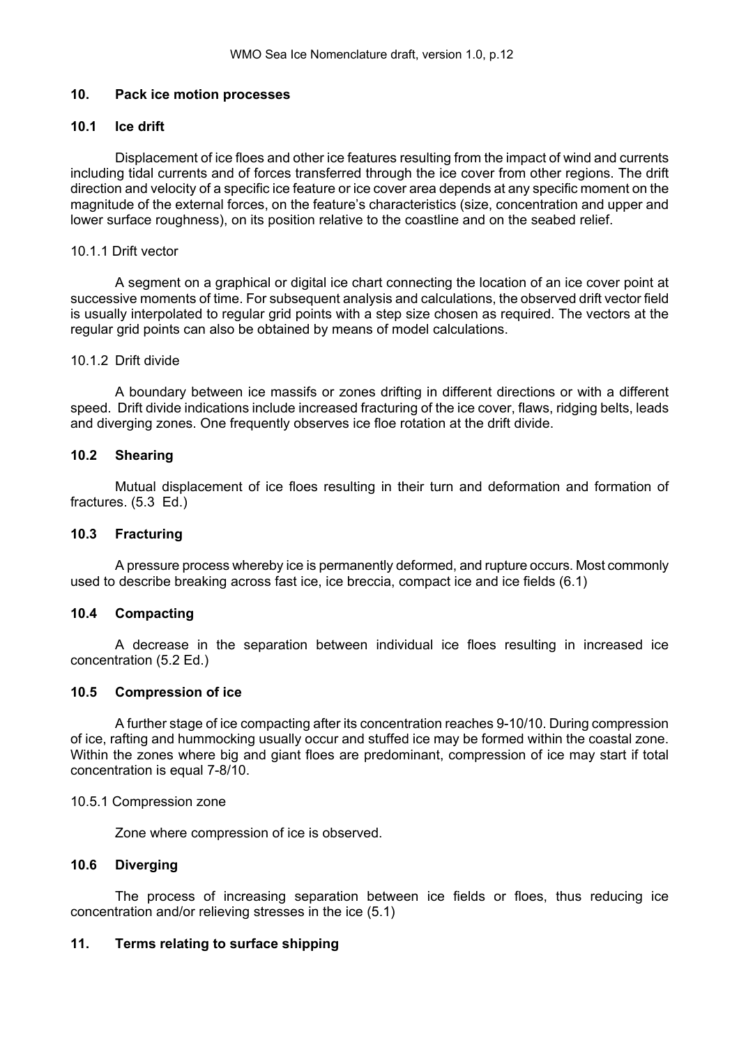## 10. Pack ice motion processes

### 10.1 Ice drift

Displacement of ice floes and other ice features resulting from the impact of wind and currents including tidal currents and of forces transferred through the ice cover from other regions. The drift direction and velocity of a specific ice feature or ice cover area depends at any specific moment on the magnitude of the external forces, on the feature's characteristics (size, concentration and upper and lower surface roughness), on its position relative to the coastline and on the seabed relief.

#### 10.1.1 Drift vector

A segment on a graphical or digital ice chart connecting the location of an ice cover point at successive moments of time. For subsequent analysis and calculations, the observed drift vector field is usually interpolated to regular grid points with a step size chosen as required. The vectors at the regular grid points can also be obtained by means of model calculations.

#### 10.1.2 Drift divide

A boundary between ice massifs or zones drifting in different directions or with a different speed. Drift divide indications include increased fracturing of the ice cover, flaws, ridging belts, leads and diverging zones. One frequently observes ice floe rotation at the drift divide.

### 10.2 Shearing

Mutual displacement of ice floes resulting in their turn and deformation and formation of fractures. (5.3 Ed.)

### 10.3 Fracturing

A pressure process whereby ice is permanently deformed, and rupture occurs. Most commonly used to describe breaking across fast ice, ice breccia, compact ice and ice fields (6.1)

### 10.4 Compacting

A decrease in the separation between individual ice floes resulting in increased ice concentration (5.2 Ed.)

### 10.5 Compression of ice

A further stage of ice compacting after its concentration reaches 9-10/10. During compression of ice, rafting and hummocking usually occur and stuffed ice may be formed within the coastal zone. Within the zones where big and giant floes are predominant, compression of ice may start if total concentration is equal 7-8/10.

#### 10.5.1 Compression zone

Zone where compression of ice is observed.

### 10.6 Diverging

The process of increasing separation between ice fields or floes, thus reducing ice concentration and/or relieving stresses in the ice (5.1)

## 11. Terms relating to surface shipping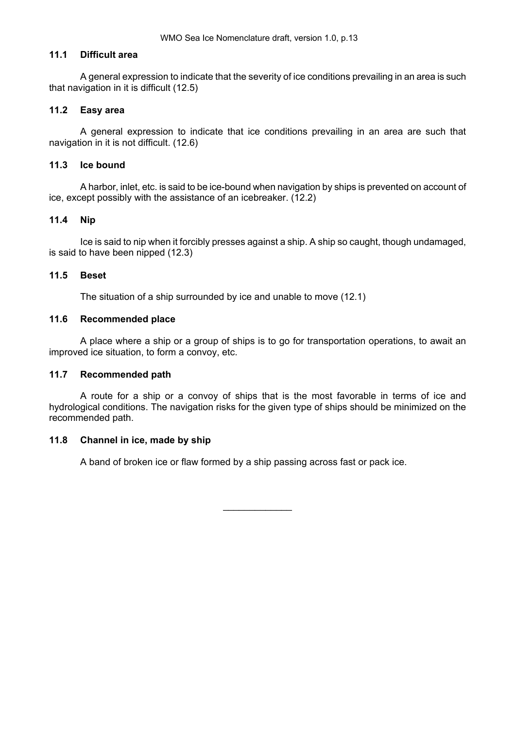### 11.1 Difficult area

A general expression to indicate that the severity of ice conditions prevailing in an area is such that navigation in it is difficult (12.5)

### 11.2 Easy area

A general expression to indicate that ice conditions prevailing in an area are such that navigation in it is not difficult. (12.6)

### 11.3 Ice bound

A harbor, inlet, etc. is said to be ice-bound when navigation by ships is prevented on account of ice, except possibly with the assistance of an icebreaker. (12.2)

### 11.4 Nip

Ice is said to nip when it forcibly presses against a ship. A ship so caught, though undamaged, is said to have been nipped (12.3)

### 11.5 Beset

The situation of a ship surrounded by ice and unable to move (12.1)

### 11.6 Recommended place

A place where a ship or a group of ships is to go for transportation operations, to await an improved ice situation, to form a convoy, etc.

### 11.7 Recommended path

A route for a ship or a convoy of ships that is the most favorable in terms of ice and hydrological conditions. The navigation risks for the given type of ships should be minimized on the recommended path.

### 11.8 Channel in ice, made by ship

A band of broken ice or flaw formed by a ship passing across fast or pack ice.

---